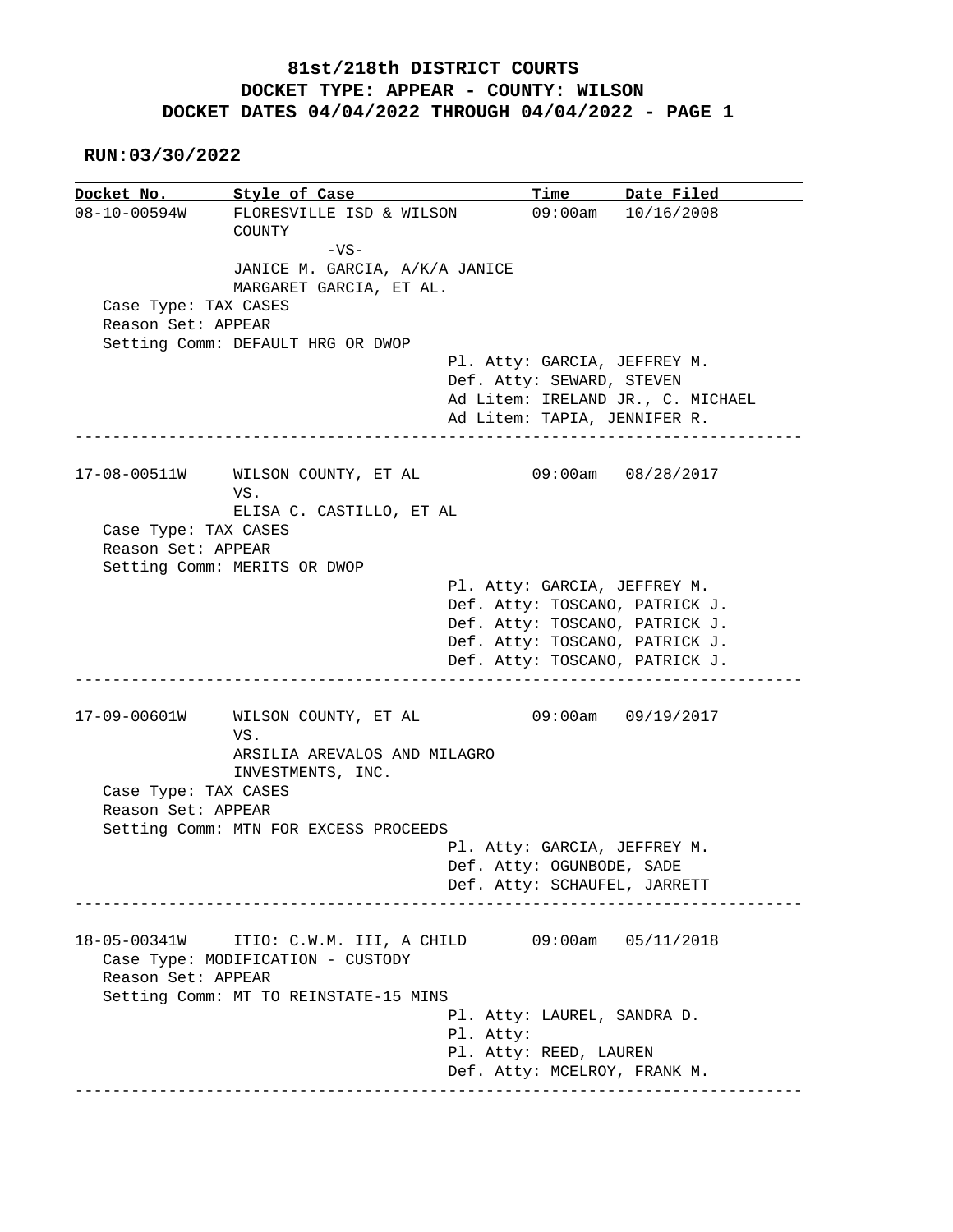# 81st/218th DISTRICT COURTS
## DOCKET TYPE: APPEAR - COUNTY: WILSON
## DOCKET DATES 04/04/2022 THROUGH 04/04/2022 - PAGE 1

**RUN:03/30/2022**

| Docket No. | Style of Case | Time | Date Filed |
|---|---|---|---|
| 08-10-00594W | FLORESVILLE ISD & WILSON COUNTY -VS- JANICE M. GARCIA, A/K/A JANICE MARGARET GARCIA, ET AL. | 09:00am | 10/16/2008 |

Case Type: TAX CASES
Reason Set: APPEAR
Setting Comm: DEFAULT HRG OR DWOP

Pl. Atty: GARCIA, JEFFREY M.
Def. Atty: SEWARD, STEVEN
Ad Litem: IRELAND JR., C. MICHAEL
Ad Litem: TAPIA, JENNIFER R.

---

| Docket No. | Style of Case | Time | Date Filed |
|---|---|---|---|
| 17-08-00511W | WILSON COUNTY, ET AL VS. ELISA C. CASTILLO, ET AL | 09:00am | 08/28/2017 |

Case Type: TAX CASES
Reason Set: APPEAR
Setting Comm: MERITS OR DWOP

Pl. Atty: GARCIA, JEFFREY M.
Def. Atty: TOSCANO, PATRICK J.
Def. Atty: TOSCANO, PATRICK J.
Def. Atty: TOSCANO, PATRICK J.
Def. Atty: TOSCANO, PATRICK J.

---

| Docket No. | Style of Case | Time | Date Filed |
|---|---|---|---|
| 17-09-00601W | WILSON COUNTY, ET AL VS. ARSILIA AREVALOS AND MILAGRO INVESTMENTS, INC. | 09:00am | 09/19/2017 |

Case Type: TAX CASES
Reason Set: APPEAR
Setting Comm: MTN FOR EXCESS PROCEEDS

Pl. Atty: GARCIA, JEFFREY M.
Def. Atty: OGUNBODE, SADE
Def. Atty: SCHAUFEL, JARRETT

---

| Docket No. | Style of Case | Time | Date Filed |
|---|---|---|---|
| 18-05-00341W | ITIO: C.W.M. III, A CHILD | 09:00am | 05/11/2018 |

Case Type: MODIFICATION - CUSTODY
Reason Set: APPEAR
Setting Comm: MT TO REINSTATE-15 MINS

Pl. Atty: LAUREL, SANDRA D.
Pl. Atty:
Pl. Atty: REED, LAUREN
Def. Atty: MCELROY, FRANK M.

---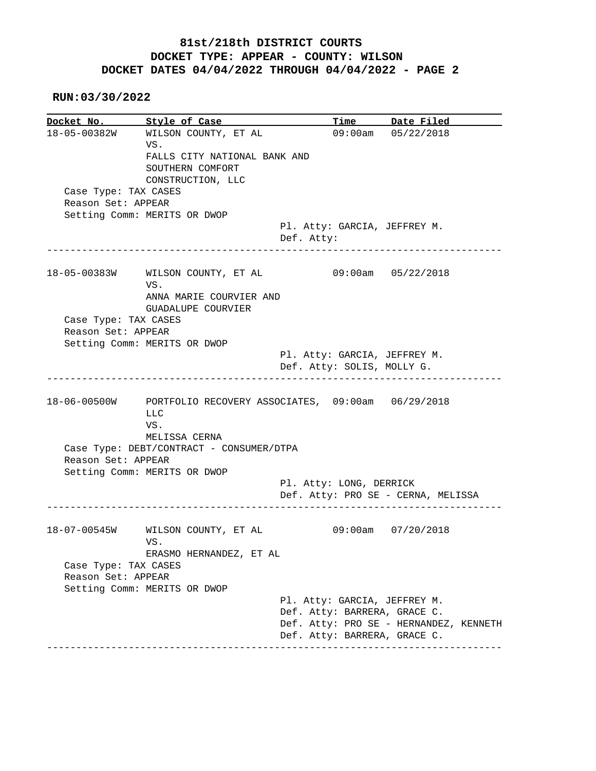**81st/218th DISTRICT COURTS**
**DOCKET TYPE: APPEAR - COUNTY: WILSON**
**DOCKET DATES 04/04/2022 THROUGH 04/04/2022 - PAGE 2**

**RUN:03/30/2022**

| Docket No. | Style of Case | Time | Date Filed |
|---|---|---|---|
| 18-05-00382W | WILSON COUNTY, ET AL VS. FALLS CITY NATIONAL BANK AND SOUTHERN COMFORT CONSTRUCTION, LLC | 09:00am | 05/22/2018 |

Case Type: TAX CASES
Reason Set: APPEAR
Setting Comm: MERITS OR DWOP
Pl. Atty: GARCIA, JEFFREY M.
Def. Atty:

---

| Docket No. | Style of Case | Time | Date Filed |
|---|---|---|---|
| 18-05-00383W | WILSON COUNTY, ET AL VS. ANNA MARIE COURVIER AND GUADALUPE COURVIER | 09:00am | 05/22/2018 |

Case Type: TAX CASES
Reason Set: APPEAR
Setting Comm: MERITS OR DWOP
Pl. Atty: GARCIA, JEFFREY M.
Def. Atty: SOLIS, MOLLY G.

---

| Docket No. | Style of Case | Time | Date Filed |
|---|---|---|---|
| 18-06-00500W | PORTFOLIO RECOVERY ASSOCIATES, LLC VS. MELISSA CERNA | 09:00am | 06/29/2018 |

Case Type: DEBT/CONTRACT - CONSUMER/DTPA
Reason Set: APPEAR
Setting Comm: MERITS OR DWOP
Pl. Atty: LONG, DERRICK
Def. Atty: PRO SE - CERNA, MELISSA

---

| Docket No. | Style of Case | Time | Date Filed |
|---|---|---|---|
| 18-07-00545W | WILSON COUNTY, ET AL VS. ERASMO HERNANDEZ, ET AL | 09:00am | 07/20/2018 |

Case Type: TAX CASES
Reason Set: APPEAR
Setting Comm: MERITS OR DWOP
Pl. Atty: GARCIA, JEFFREY M.
Def. Atty: BARRERA, GRACE C.
Def. Atty: PRO SE - HERNANDEZ, KENNETH
Def. Atty: BARRERA, GRACE C.

---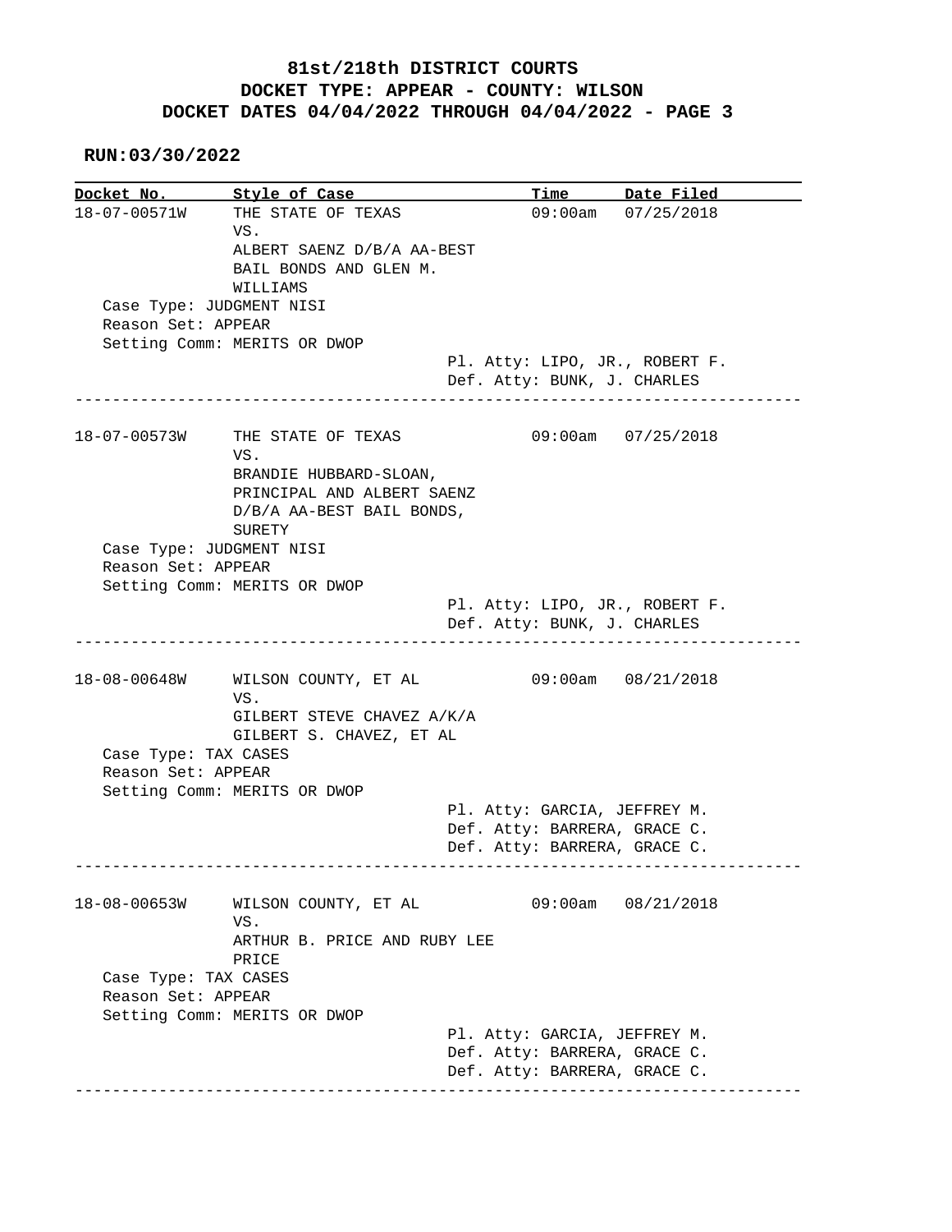**81st/218th DISTRICT COURTS**
**DOCKET TYPE: APPEAR - COUNTY: WILSON**
**DOCKET DATES 04/04/2022 THROUGH 04/04/2022 - PAGE 3**

**RUN:03/30/2022**

| Docket No. | Style of Case | Time | Date Filed |
|---|---|---|---|
| 18-07-00571W | THE STATE OF TEXAS VS. ALBERT SAENZ D/B/A AA-BEST BAIL BONDS AND GLEN M. WILLIAMS | 09:00am | 07/25/2018 |

Case Type: JUDGMENT NISI
Reason Set: APPEAR
Setting Comm: MERITS OR DWOP
Pl. Atty: LIPO, JR., ROBERT F.
Def. Atty: BUNK, J. CHARLES

---

| Docket No. | Style of Case | Time | Date Filed |
|---|---|---|---|
| 18-07-00573W | THE STATE OF TEXAS VS. BRANDIE HUBBARD-SLOAN, PRINCIPAL AND ALBERT SAENZ D/B/A AA-BEST BAIL BONDS, SURETY | 09:00am | 07/25/2018 |

Case Type: JUDGMENT NISI
Reason Set: APPEAR
Setting Comm: MERITS OR DWOP
Pl. Atty: LIPO, JR., ROBERT F.
Def. Atty: BUNK, J. CHARLES

---

| Docket No. | Style of Case | Time | Date Filed |
|---|---|---|---|
| 18-08-00648W | WILSON COUNTY, ET AL VS. GILBERT STEVE CHAVEZ A/K/A GILBERT S. CHAVEZ, ET AL | 09:00am | 08/21/2018 |

Case Type: TAX CASES
Reason Set: APPEAR
Setting Comm: MERITS OR DWOP
Pl. Atty: GARCIA, JEFFREY M.
Def. Atty: BARRERA, GRACE C.
Def. Atty: BARRERA, GRACE C.

---

| Docket No. | Style of Case | Time | Date Filed |
|---|---|---|---|
| 18-08-00653W | WILSON COUNTY, ET AL VS. ARTHUR B. PRICE AND RUBY LEE PRICE | 09:00am | 08/21/2018 |

Case Type: TAX CASES
Reason Set: APPEAR
Setting Comm: MERITS OR DWOP
Pl. Atty: GARCIA, JEFFREY M.
Def. Atty: BARRERA, GRACE C.
Def. Atty: BARRERA, GRACE C.

---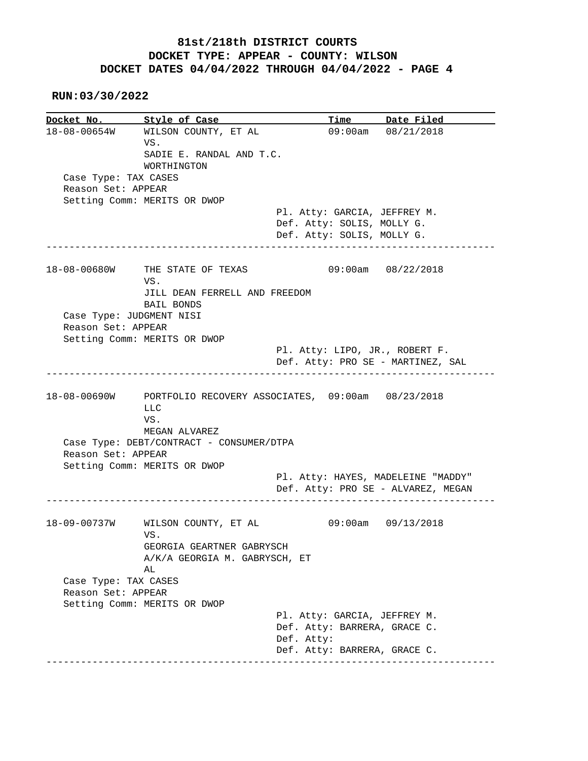# 81st/218th DISTRICT COURTS
## DOCKET TYPE: APPEAR - COUNTY: WILSON
## DOCKET DATES 04/04/2022 THROUGH 04/04/2022 - PAGE 4

**RUN:03/30/2022**

| Docket No. | Style of Case | Time | Date Filed |
|---|---|---|---|

---

**18-08-00654W** — WILSON COUNTY, ET AL VS. SADIE E. RANDAL AND T.C. WORTHINGTON — 09:00am — 08/21/2018

Case Type: TAX CASES
Reason Set: APPEAR
Setting Comm: MERITS OR DWOP

Pl. Atty: GARCIA, JEFFREY M.
Def. Atty: SOLIS, MOLLY G.
Def. Atty: SOLIS, MOLLY G.

---

**18-08-00680W** — THE STATE OF TEXAS VS. JILL DEAN FERRELL AND FREEDOM BAIL BONDS — 09:00am — 08/22/2018

Case Type: JUDGMENT NISI
Reason Set: APPEAR
Setting Comm: MERITS OR DWOP

Pl. Atty: LIPO, JR., ROBERT F.
Def. Atty: PRO SE - MARTINEZ, SAL

---

**18-08-00690W** — PORTFOLIO RECOVERY ASSOCIATES, LLC VS. MEGAN ALVAREZ — 09:00am — 08/23/2018

Case Type: DEBT/CONTRACT - CONSUMER/DTPA
Reason Set: APPEAR
Setting Comm: MERITS OR DWOP

Pl. Atty: HAYES, MADELEINE "MADDY"
Def. Atty: PRO SE - ALVAREZ, MEGAN

---

**18-09-00737W** — WILSON COUNTY, ET AL VS. GEORGIA GEARTNER GABRYSCH A/K/A GEORGIA M. GABRYSCH, ET AL — 09:00am — 09/13/2018

Case Type: TAX CASES
Reason Set: APPEAR
Setting Comm: MERITS OR DWOP

Pl. Atty: GARCIA, JEFFREY M.
Def. Atty: BARRERA, GRACE C.
Def. Atty:
Def. Atty: BARRERA, GRACE C.

---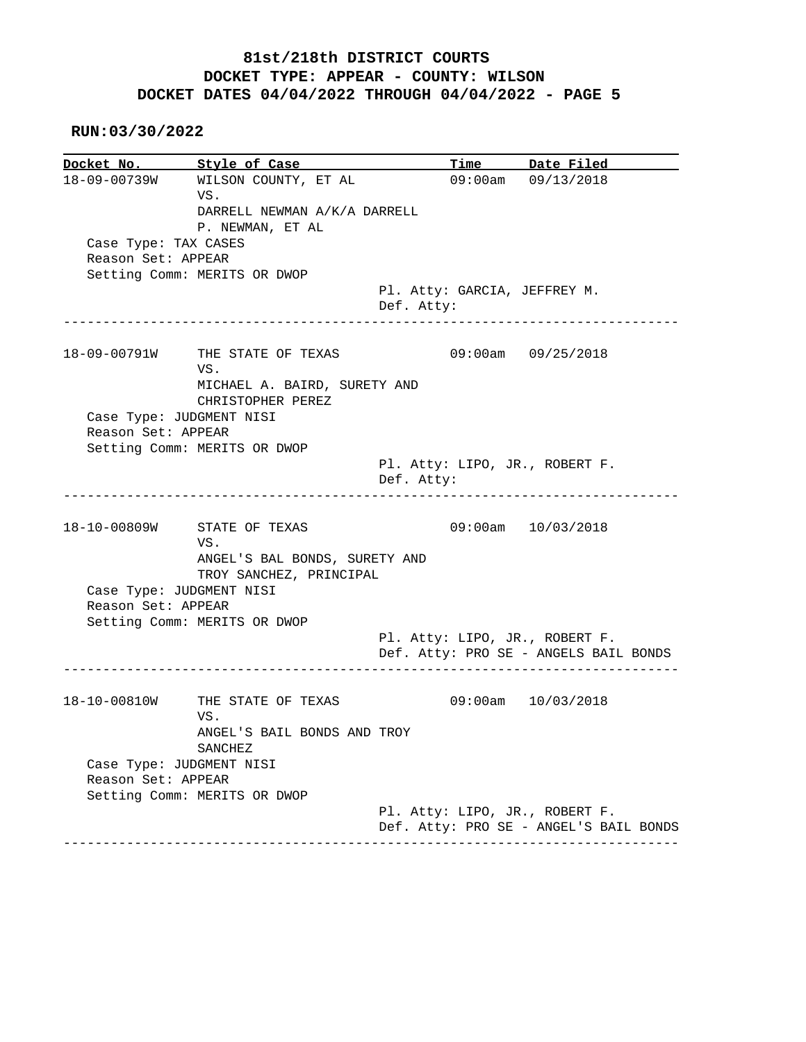**81st/218th DISTRICT COURTS**
**DOCKET TYPE: APPEAR - COUNTY: WILSON**
**DOCKET DATES 04/04/2022 THROUGH 04/04/2022 - PAGE 5**

**RUN:03/30/2022**

| Docket No. | Style of Case | Time | Date Filed |
|---|---|---|---|

18-09-00739W WILSON COUNTY, ET AL VS. DARRELL NEWMAN A/K/A DARRELL P. NEWMAN, ET AL — 09:00am — 09/13/2018

Case Type: TAX CASES
Reason Set: APPEAR
Setting Comm: MERITS OR DWOP
Pl. Atty: GARCIA, JEFFREY M.
Def. Atty:

---

18-09-00791W THE STATE OF TEXAS VS. MICHAEL A. BAIRD, SURETY AND CHRISTOPHER PEREZ — 09:00am — 09/25/2018

Case Type: JUDGMENT NISI
Reason Set: APPEAR
Setting Comm: MERITS OR DWOP
Pl. Atty: LIPO, JR., ROBERT F.
Def. Atty:

---

18-10-00809W STATE OF TEXAS VS. ANGEL'S BAL BONDS, SURETY AND TROY SANCHEZ, PRINCIPAL — 09:00am — 10/03/2018

Case Type: JUDGMENT NISI
Reason Set: APPEAR
Setting Comm: MERITS OR DWOP
Pl. Atty: LIPO, JR., ROBERT F.
Def. Atty: PRO SE - ANGELS BAIL BONDS

---

18-10-00810W THE STATE OF TEXAS VS. ANGEL'S BAIL BONDS AND TROY SANCHEZ — 09:00am — 10/03/2018

Case Type: JUDGMENT NISI
Reason Set: APPEAR
Setting Comm: MERITS OR DWOP
Pl. Atty: LIPO, JR., ROBERT F.
Def. Atty: PRO SE - ANGEL'S BAIL BONDS

---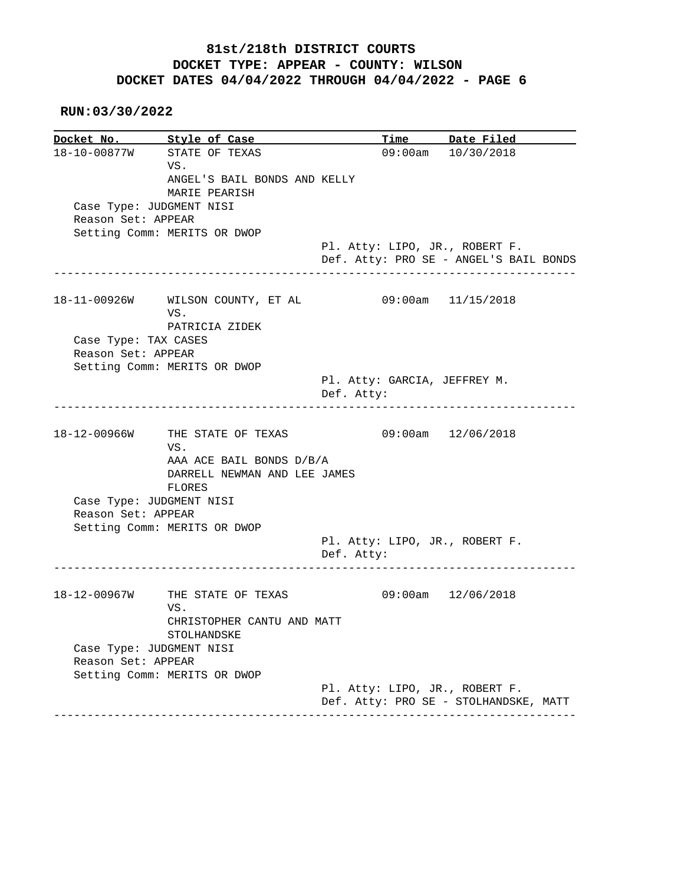**81st/218th DISTRICT COURTS**
**DOCKET TYPE: APPEAR - COUNTY: WILSON**
**DOCKET DATES 04/04/2022 THROUGH 04/04/2022 - PAGE 6**

**RUN:03/30/2022**

| Docket No. | Style of Case | Time | Date Filed |
|---|---|---|---|
| 18-10-00877W | STATE OF TEXAS VS. ANGEL'S BAIL BONDS AND KELLY MARIE PEARISH | 09:00am | 10/30/2018 |

Case Type: JUDGMENT NISI
Reason Set: APPEAR
Setting Comm: MERITS OR DWOP
Pl. Atty: LIPO, JR., ROBERT F.
Def. Atty: PRO SE - ANGEL'S BAIL BONDS

---

| Docket No. | Style of Case | Time | Date Filed |
|---|---|---|---|
| 18-11-00926W | WILSON COUNTY, ET AL VS. PATRICIA ZIDEK | 09:00am | 11/15/2018 |

Case Type: TAX CASES
Reason Set: APPEAR
Setting Comm: MERITS OR DWOP
Pl. Atty: GARCIA, JEFFREY M.
Def. Atty:

---

| Docket No. | Style of Case | Time | Date Filed |
|---|---|---|---|
| 18-12-00966W | THE STATE OF TEXAS VS. AAA ACE BAIL BONDS D/B/A DARRELL NEWMAN AND LEE JAMES FLORES | 09:00am | 12/06/2018 |

Case Type: JUDGMENT NISI
Reason Set: APPEAR
Setting Comm: MERITS OR DWOP
Pl. Atty: LIPO, JR., ROBERT F.
Def. Atty:

---

| Docket No. | Style of Case | Time | Date Filed |
|---|---|---|---|
| 18-12-00967W | THE STATE OF TEXAS VS. CHRISTOPHER CANTU AND MATT STOLHANDSKE | 09:00am | 12/06/2018 |

Case Type: JUDGMENT NISI
Reason Set: APPEAR
Setting Comm: MERITS OR DWOP
Pl. Atty: LIPO, JR., ROBERT F.
Def. Atty: PRO SE - STOLHANDSKE, MATT

---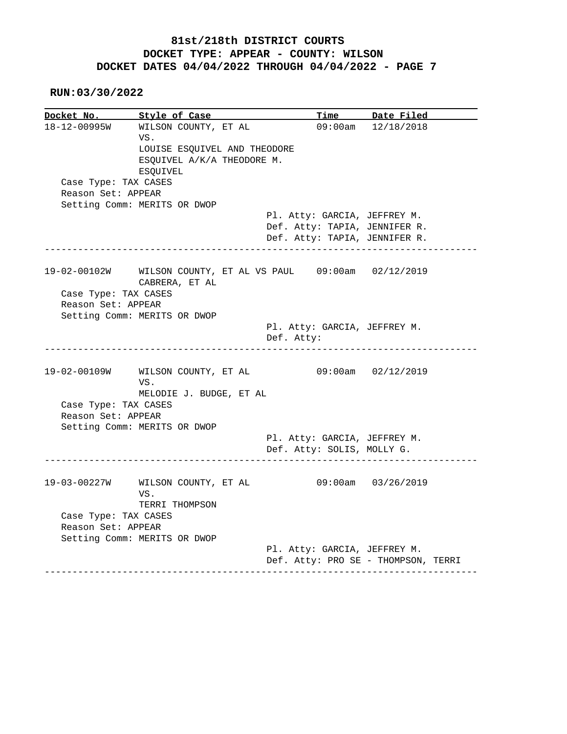# 81st/218th DISTRICT COURTS
## DOCKET TYPE: APPEAR - COUNTY: WILSON
## DOCKET DATES 04/04/2022 THROUGH 04/04/2022 - PAGE 7

**RUN:03/30/2022**

| Docket No. | Style of Case | Time | Date Filed |
|---|---|---|---|
| 18-12-00995W | WILSON COUNTY, ET AL VS. LOUISE ESQUIVEL AND THEODORE ESQUIVEL A/K/A THEODORE M. ESQUIVEL | 09:00am | 12/18/2018 |

Case Type: TAX CASES
Reason Set: APPEAR
Setting Comm: MERITS OR DWOP

Pl. Atty: GARCIA, JEFFREY M.
Def. Atty: TAPIA, JENNIFER R.
Def. Atty: TAPIA, JENNIFER R.

---

| Docket No. | Style of Case | Time | Date Filed |
|---|---|---|---|
| 19-02-00102W | WILSON COUNTY, ET AL VS PAUL CABRERA, ET AL | 09:00am | 02/12/2019 |

Case Type: TAX CASES
Reason Set: APPEAR
Setting Comm: MERITS OR DWOP

Pl. Atty: GARCIA, JEFFREY M.
Def. Atty:

---

| Docket No. | Style of Case | Time | Date Filed |
|---|---|---|---|
| 19-02-00109W | WILSON COUNTY, ET AL VS. MELODIE J. BUDGE, ET AL | 09:00am | 02/12/2019 |

Case Type: TAX CASES
Reason Set: APPEAR
Setting Comm: MERITS OR DWOP

Pl. Atty: GARCIA, JEFFREY M.
Def. Atty: SOLIS, MOLLY G.

---

| Docket No. | Style of Case | Time | Date Filed |
|---|---|---|---|
| 19-03-00227W | WILSON COUNTY, ET AL VS. TERRI THOMPSON | 09:00am | 03/26/2019 |

Case Type: TAX CASES
Reason Set: APPEAR
Setting Comm: MERITS OR DWOP

Pl. Atty: GARCIA, JEFFREY M.
Def. Atty: PRO SE - THOMPSON, TERRI

---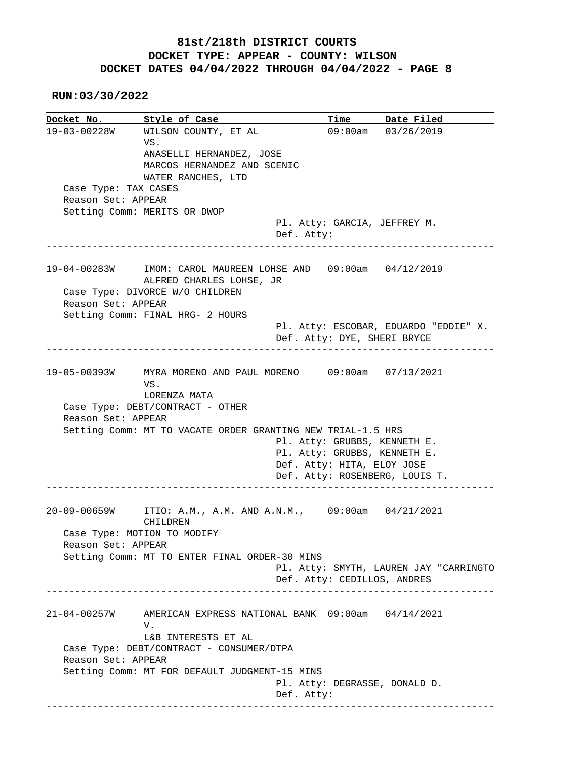# 81st/218th DISTRICT COURTS
## DOCKET TYPE: APPEAR - COUNTY: WILSON
## DOCKET DATES 04/04/2022 THROUGH 04/04/2022 - PAGE 8

**RUN:03/30/2022**

| Docket No. | Style of Case | Time | Date Filed |
|---|---|---|---|

**19-03-00228W** — WILSON COUNTY, ET AL VS. ANASELLI HERNANDEZ, JOSE MARCOS HERNANDEZ AND SCENIC WATER RANCHES, LTD — 09:00am — 03/26/2019

Case Type: TAX CASES
Reason Set: APPEAR
Setting Comm: MERITS OR DWOP
Pl. Atty: GARCIA, JEFFREY M.
Def. Atty:

---

**19-04-00283W** — IMOM: CAROL MAUREEN LOHSE AND ALFRED CHARLES LOHSE, JR — 09:00am — 04/12/2019

Case Type: DIVORCE W/O CHILDREN
Reason Set: APPEAR
Setting Comm: FINAL HRG- 2 HOURS
Pl. Atty: ESCOBAR, EDUARDO "EDDIE" X.
Def. Atty: DYE, SHERI BRYCE

---

**19-05-00393W** — MYRA MORENO AND PAUL MORENO VS. LORENZA MATA — 09:00am — 07/13/2021

Case Type: DEBT/CONTRACT - OTHER
Reason Set: APPEAR
Setting Comm: MT TO VACATE ORDER GRANTING NEW TRIAL-1.5 HRS
Pl. Atty: GRUBBS, KENNETH E.
Pl. Atty: GRUBBS, KENNETH E.
Def. Atty: HITA, ELOY JOSE
Def. Atty: ROSENBERG, LOUIS T.

---

**20-09-00659W** — ITIO: A.M., A.M. AND A.N.M., CHILDREN — 09:00am — 04/21/2021

Case Type: MOTION TO MODIFY
Reason Set: APPEAR
Setting Comm: MT TO ENTER FINAL ORDER-30 MINS
Pl. Atty: SMYTH, LAUREN JAY "CARRINGTO
Def. Atty: CEDILLOS, ANDRES

---

**21-04-00257W** — AMERICAN EXPRESS NATIONAL BANK V. L&B INTERESTS ET AL — 09:00am — 04/14/2021

Case Type: DEBT/CONTRACT - CONSUMER/DTPA
Reason Set: APPEAR
Setting Comm: MT FOR DEFAULT JUDGMENT-15 MINS
Pl. Atty: DEGRASSE, DONALD D.
Def. Atty:

---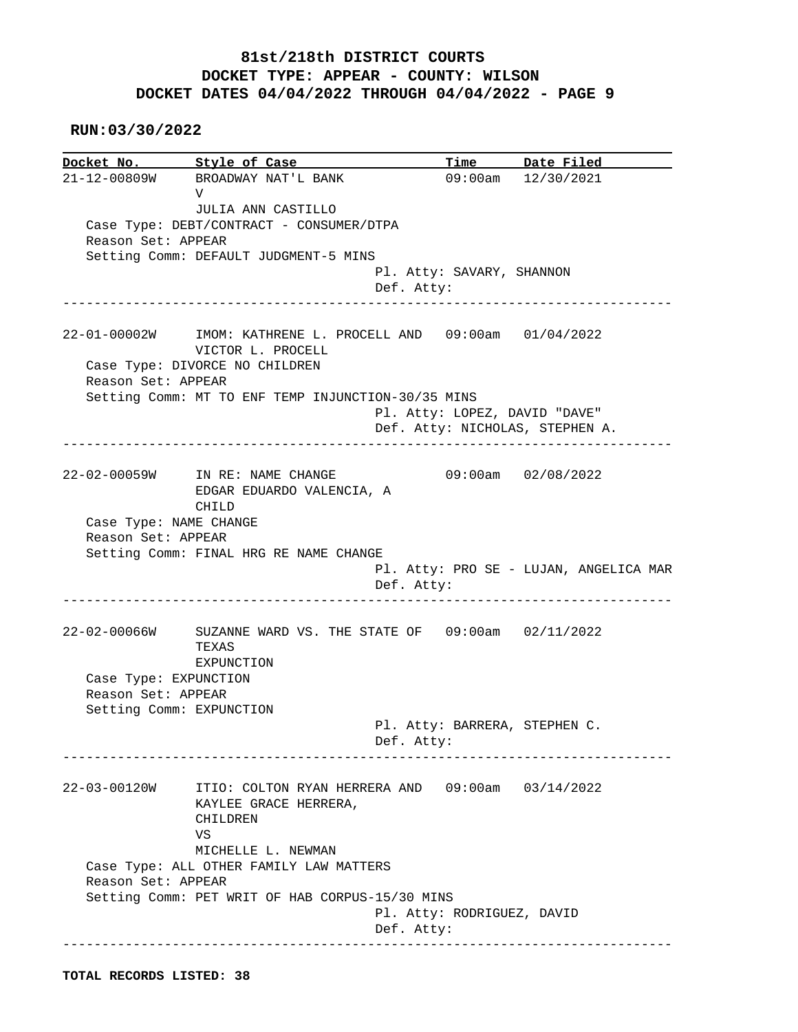# 81st/218th DISTRICT COURTS
## DOCKET TYPE: APPEAR - COUNTY: WILSON
## DOCKET DATES 04/04/2022 THROUGH 04/04/2022 - PAGE 9

**RUN:03/30/2022**

| Docket No. | Style of Case | Time | Date Filed |
|---|---|---|---|
| 21-12-00809W | BROADWAY NAT'L BANK V JULIA ANN CASTILLO | 09:00am | 12/30/2021 |

Case Type: DEBT/CONTRACT - CONSUMER/DTPA
Reason Set: APPEAR
Setting Comm: DEFAULT JUDGMENT-5 MINS
Pl. Atty: SAVARY, SHANNON
Def. Atty:

---

| Docket No. | Style of Case | Time | Date Filed |
|---|---|---|---|
| 22-01-00002W | IMOM: KATHRENE L. PROCELL AND VICTOR L. PROCELL | 09:00am | 01/04/2022 |

Case Type: DIVORCE NO CHILDREN
Reason Set: APPEAR
Setting Comm: MT TO ENF TEMP INJUNCTION-30/35 MINS
Pl. Atty: LOPEZ, DAVID "DAVE"
Def. Atty: NICHOLAS, STEPHEN A.

---

| Docket No. | Style of Case | Time | Date Filed |
|---|---|---|---|
| 22-02-00059W | IN RE: NAME CHANGE EDGAR EDUARDO VALENCIA, A CHILD | 09:00am | 02/08/2022 |

Case Type: NAME CHANGE
Reason Set: APPEAR
Setting Comm: FINAL HRG RE NAME CHANGE
Pl. Atty: PRO SE - LUJAN, ANGELICA MAR
Def. Atty:

---

| Docket No. | Style of Case | Time | Date Filed |
|---|---|---|---|
| 22-02-00066W | SUZANNE WARD VS. THE STATE OF TEXAS EXPUNCTION | 09:00am | 02/11/2022 |

Case Type: EXPUNCTION
Reason Set: APPEAR
Setting Comm: EXPUNCTION
Pl. Atty: BARRERA, STEPHEN C.
Def. Atty:

---

| Docket No. | Style of Case | Time | Date Filed |
|---|---|---|---|
| 22-03-00120W | ITIO: COLTON RYAN HERRERA AND KAYLEE GRACE HERRERA, CHILDREN VS MICHELLE L. NEWMAN | 09:00am | 03/14/2022 |

Case Type: ALL OTHER FAMILY LAW MATTERS
Reason Set: APPEAR
Setting Comm: PET WRIT OF HAB CORPUS-15/30 MINS
Pl. Atty: RODRIGUEZ, DAVID
Def. Atty:

---

**TOTAL RECORDS LISTED: 38**